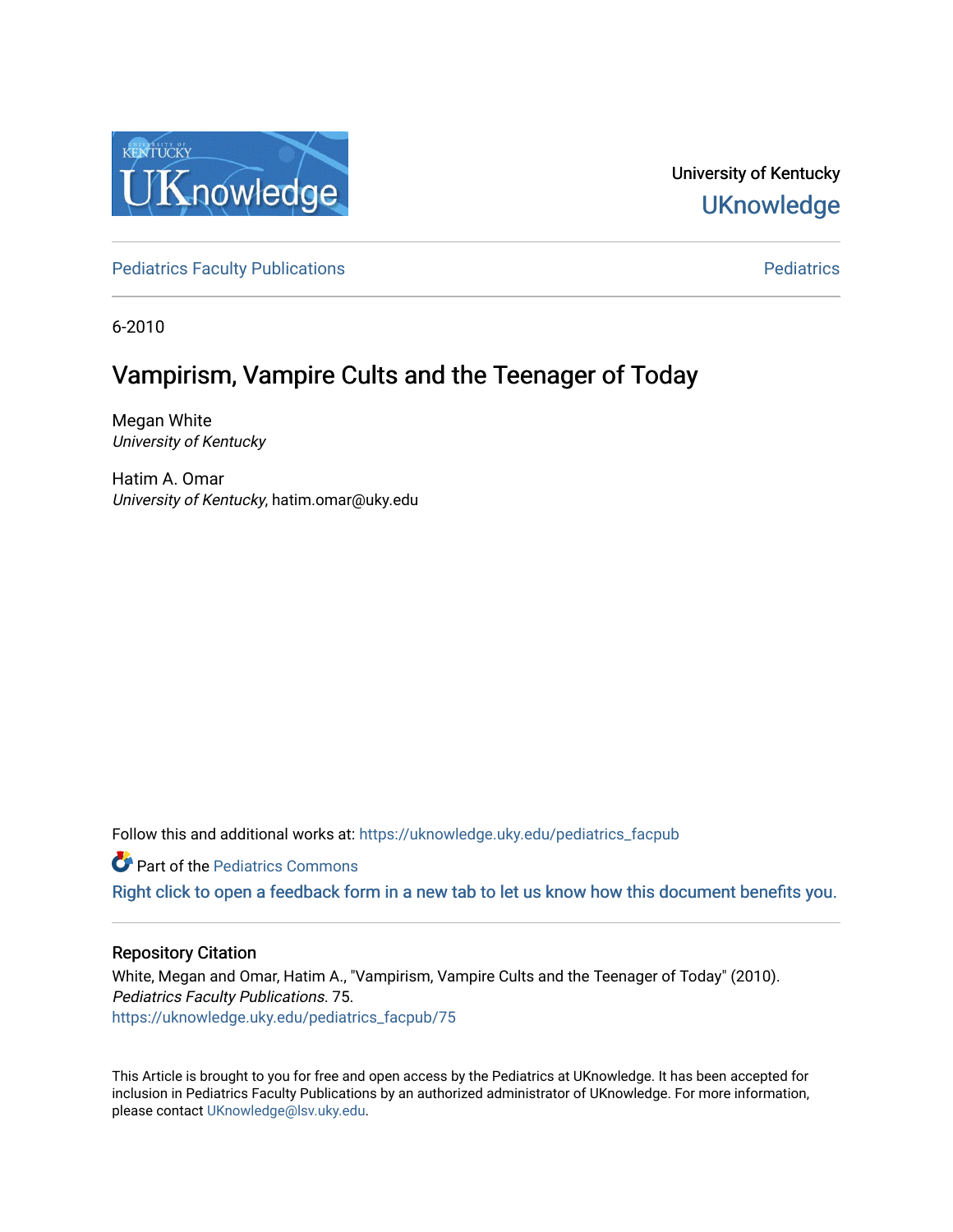University of Kentucky
UKnowledge

Pediatrics Faculty Publications | Pediatrics

6-2010

# Vampirism, Vampire Cults and the Teenager of Today

Megan White
*University of Kentucky*

Hatim A. Omar
*University of Kentucky*, hatim.omar@uky.edu

Follow this and additional works at: https://uknowledge.uky.edu/pediatrics_facpub

Part of the Pediatrics Commons

Right click to open a feedback form in a new tab to let us know how this document benefits you.

## Repository Citation

White, Megan and Omar, Hatim A., "Vampirism, Vampire Cults and the Teenager of Today" (2010). *Pediatrics Faculty Publications*. 75.
https://uknowledge.uky.edu/pediatrics_facpub/75

This Article is brought to you for free and open access by the Pediatrics at UKnowledge. It has been accepted for inclusion in Pediatrics Faculty Publications by an authorized administrator of UKnowledge. For more information, please contact UKnowledge@lsv.uky.edu.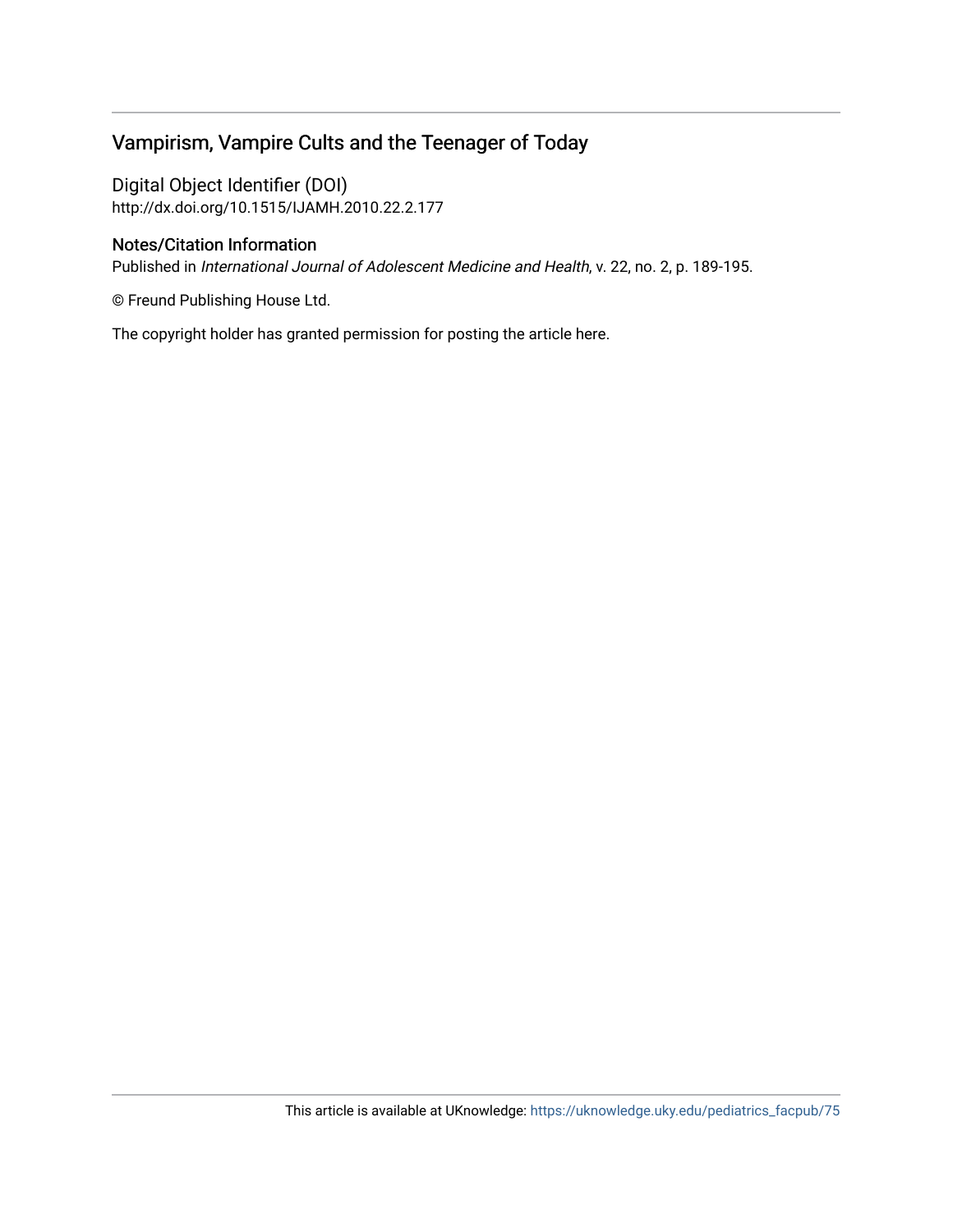# Vampirism, Vampire Cults and the Teenager of Today

## Digital Object Identifier (DOI)

http://dx.doi.org/10.1515/IJAMH.2010.22.2.177

## Notes/Citation Information

Published in *International Journal of Adolescent Medicine and Health*, v. 22, no. 2, p. 189-195.

© Freund Publishing House Ltd.

The copyright holder has granted permission for posting the article here.

This article is available at UKnowledge: https://uknowledge.uky.edu/pediatrics_facpub/75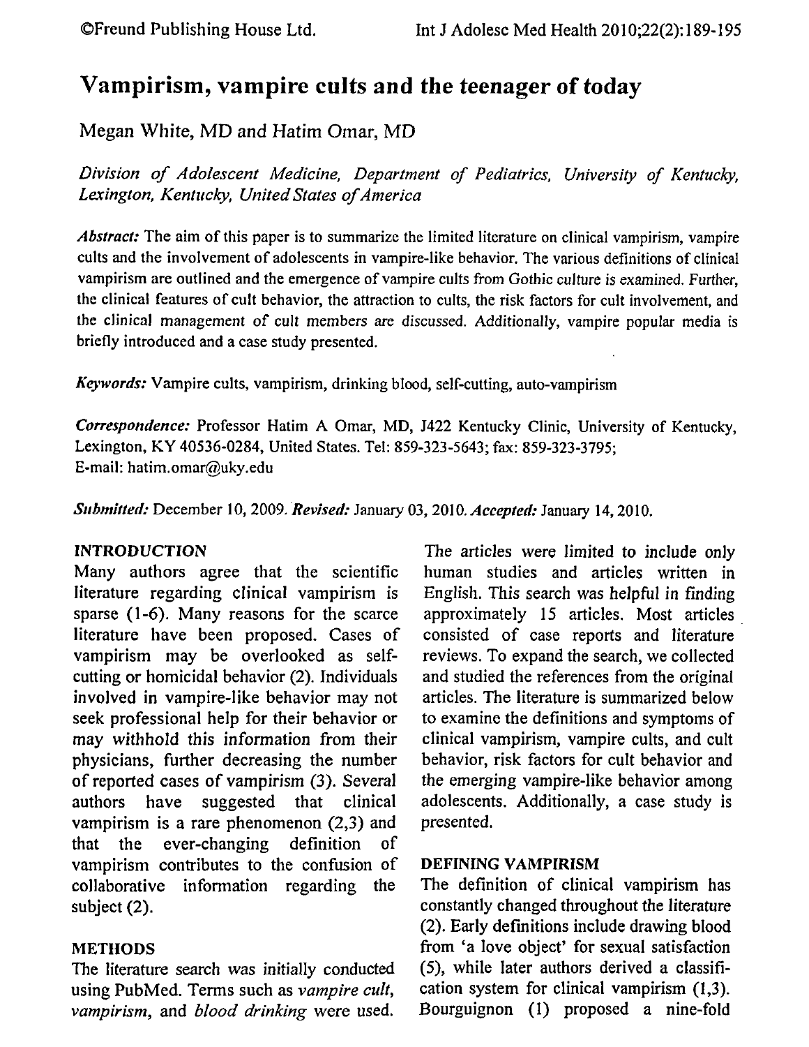# Vampirism, vampire cults and the teenager of today

Megan White, MD and Hatim Omar, MD

*Division of Adolescent Medicine, Department of Pediatrics, University of Kentucky, Lexington, Kentucky, United States of America*

*Abstract:* The aim of this paper is to summarize the limited literature on clinical vampirism, vampire cults and the involvement of adolescents in vampire-like behavior. The various definitions of clinical vampirism are outlined and the emergence of vampire cults from Gothic culture is examined. Further, the clinical features of cult behavior, the attraction to cults, the risk factors for cult involvement, and the clinical management of cult members are discussed. Additionally, vampire popular media is briefly introduced and a case study presented.

*Keywords:* Vampire cults, vampirism, drinking blood, self-cutting, auto-vampirism

*Correspondence:* Professor Hatim A Omar, MD, J422 Kentucky Clinic, University of Kentucky, Lexington, KY 40536-0284, United States. Tel: 859-323-5643; fax: 859-323-3795; E-mail: hatim.omar@uky.edu

*Submitted:* December 10, 2009. *Revised:* January 03, 2010. *Accepted:* January 14, 2010.

## INTRODUCTION

Many authors agree that the scientific literature regarding clinical vampirism is sparse (1-6). Many reasons for the scarce literature have been proposed. Cases of vampirism may be overlooked as self-cutting or homicidal behavior (2). Individuals involved in vampire-like behavior may not seek professional help for their behavior or may withhold this information from their physicians, further decreasing the number of reported cases of vampirism (3). Several authors have suggested that clinical vampirism is a rare phenomenon (2,3) and that the ever-changing definition of vampirism contributes to the confusion of collaborative information regarding the subject (2).

## METHODS

The literature search was initially conducted using PubMed. Terms such as *vampire cult*, *vampirism*, and *blood drinking* were used. The articles were limited to include only human studies and articles written in English. This search was helpful in finding approximately 15 articles. Most articles consisted of case reports and literature reviews. To expand the search, we collected and studied the references from the original articles. The literature is summarized below to examine the definitions and symptoms of clinical vampirism, vampire cults, and cult behavior, risk factors for cult behavior and the emerging vampire-like behavior among adolescents. Additionally, a case study is presented.

## DEFINING VAMPIRISM

The definition of clinical vampirism has constantly changed throughout the literature (2). Early definitions include drawing blood from 'a love object' for sexual satisfaction (5), while later authors derived a classification system for clinical vampirism (1,3). Bourguignon (1) proposed a nine-fold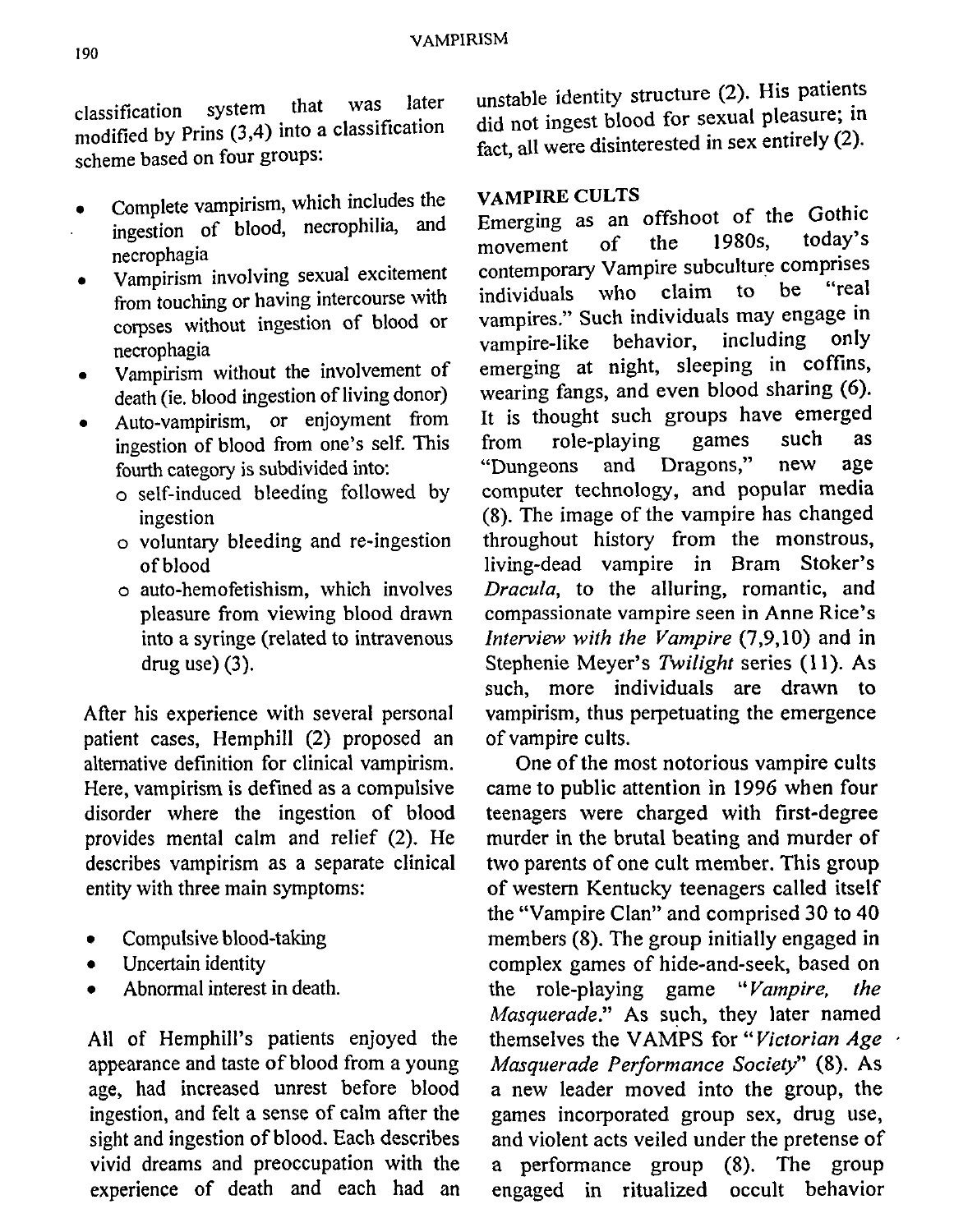classification system that was later modified by Prins (3,4) into a classification scheme based on four groups:

- Complete vampirism, which includes the ingestion of blood, necrophilia, and necrophagia
- Vampirism involving sexual excitement from touching or having intercourse with corpses without ingestion of blood or necrophagia
- Vampirism without the involvement of death (ie. blood ingestion of living donor)
- Auto-vampirism, or enjoyment from ingestion of blood from one's self. This fourth category is subdivided into:
  - self-induced bleeding followed by ingestion
  - voluntary bleeding and re-ingestion of blood
  - auto-hemofetishism, which involves pleasure from viewing blood drawn into a syringe (related to intravenous drug use) (3).

After his experience with several personal patient cases, Hemphill (2) proposed an alternative definition for clinical vampirism. Here, vampirism is defined as a compulsive disorder where the ingestion of blood provides mental calm and relief (2). He describes vampirism as a separate clinical entity with three main symptoms:

- Compulsive blood-taking
- Uncertain identity
- Abnormal interest in death.

All of Hemphill's patients enjoyed the appearance and taste of blood from a young age, had increased unrest before blood ingestion, and felt a sense of calm after the sight and ingestion of blood. Each describes vivid dreams and preoccupation with the experience of death and each had an unstable identity structure (2). His patients did not ingest blood for sexual pleasure; in fact, all were disinterested in sex entirely (2).

## VAMPIRE CULTS

Emerging as an offshoot of the Gothic movement of the 1980s, today's contemporary Vampire subculture comprises individuals who claim to be "real vampires." Such individuals may engage in vampire-like behavior, including only emerging at night, sleeping in coffins, wearing fangs, and even blood sharing (6). It is thought such groups have emerged from role-playing games such as "Dungeons and Dragons," new age computer technology, and popular media (8). The image of the vampire has changed throughout history from the monstrous, living-dead vampire in Bram Stoker's *Dracula*, to the alluring, romantic, and compassionate vampire seen in Anne Rice's *Interview with the Vampire* (7,9,10) and in Stephenie Meyer's *Twilight* series (11). As such, more individuals are drawn to vampirism, thus perpetuating the emergence of vampire cults.

One of the most notorious vampire cults came to public attention in 1996 when four teenagers were charged with first-degree murder in the brutal beating and murder of two parents of one cult member. This group of western Kentucky teenagers called itself the "Vampire Clan" and comprised 30 to 40 members (8). The group initially engaged in complex games of hide-and-seek, based on the role-playing game "*Vampire, the Masquerade*." As such, they later named themselves the VAMPS for "*Victorian Age Masquerade Performance Society*" (8). As a new leader moved into the group, the games incorporated group sex, drug use, and violent acts veiled under the pretense of a performance group (8). The group engaged in ritualized occult behavior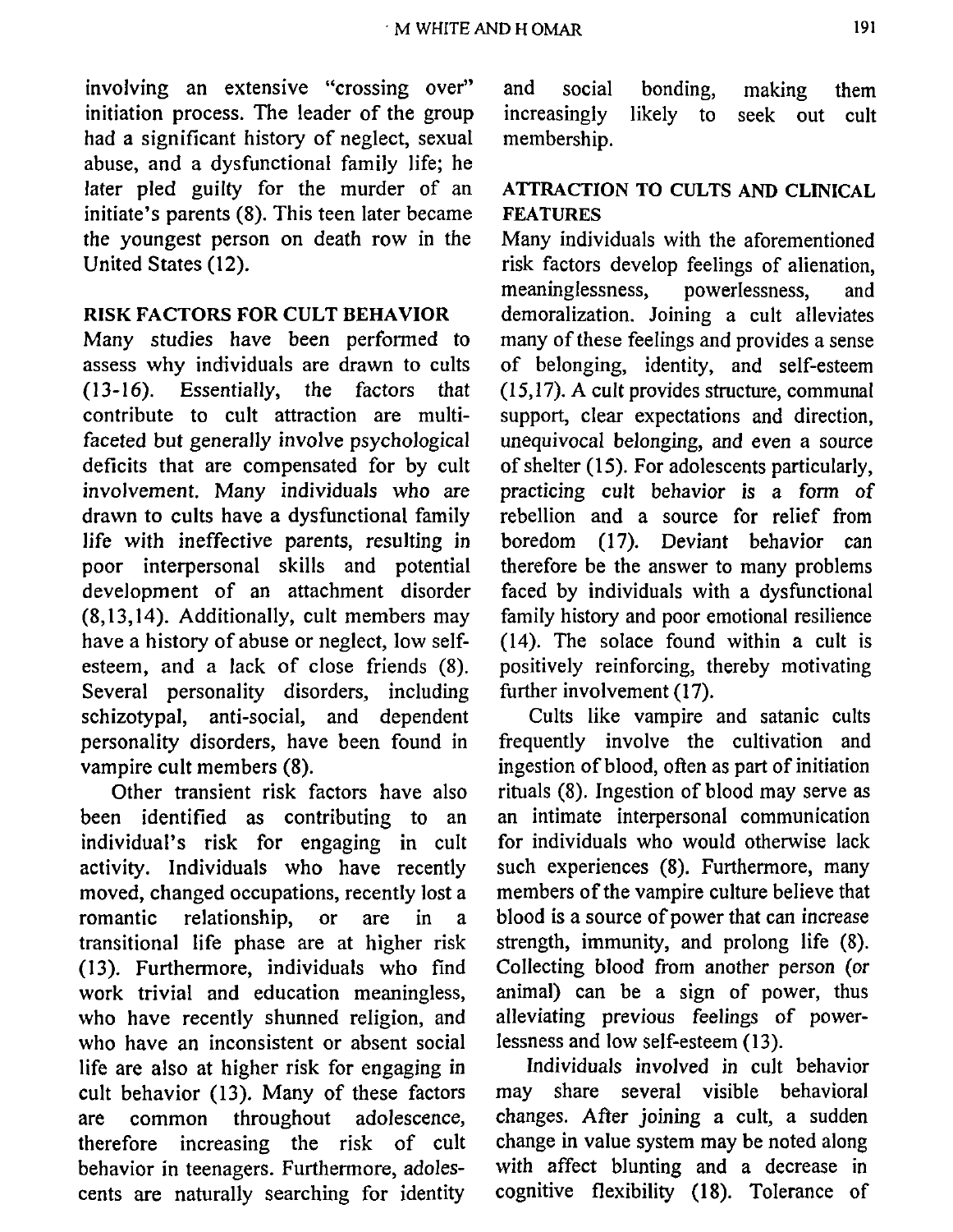involving an extensive "crossing over" initiation process. The leader of the group had a significant history of neglect, sexual abuse, and a dysfunctional family life; he later pled guilty for the murder of an initiate's parents (8). This teen later became the youngest person on death row in the United States (12).

## RISK FACTORS FOR CULT BEHAVIOR

Many studies have been performed to assess why individuals are drawn to cults (13-16). Essentially, the factors that contribute to cult attraction are multi-faceted but generally involve psychological deficits that are compensated for by cult involvement. Many individuals who are drawn to cults have a dysfunctional family life with ineffective parents, resulting in poor interpersonal skills and potential development of an attachment disorder (8,13,14). Additionally, cult members may have a history of abuse or neglect, low self-esteem, and a lack of close friends (8). Several personality disorders, including schizotypal, anti-social, and dependent personality disorders, have been found in vampire cult members (8).

Other transient risk factors have also been identified as contributing to an individual's risk for engaging in cult activity. Individuals who have recently moved, changed occupations, recently lost a romantic relationship, or are in a transitional life phase are at higher risk (13). Furthermore, individuals who find work trivial and education meaningless, who have recently shunned religion, and who have an inconsistent or absent social life are also at higher risk for engaging in cult behavior (13). Many of these factors are common throughout adolescence, therefore increasing the risk of cult behavior in teenagers. Furthermore, adolescents are naturally searching for identity and social bonding, making them increasingly likely to seek out cult membership.

## ATTRACTION TO CULTS AND CLINICAL FEATURES

Many individuals with the aforementioned risk factors develop feelings of alienation, meaninglessness, powerlessness, and demoralization. Joining a cult alleviates many of these feelings and provides a sense of belonging, identity, and self-esteem (15,17). A cult provides structure, communal support, clear expectations and direction, unequivocal belonging, and even a source of shelter (15). For adolescents particularly, practicing cult behavior is a form of rebellion and a source for relief from boredom (17). Deviant behavior can therefore be the answer to many problems faced by individuals with a dysfunctional family history and poor emotional resilience (14). The solace found within a cult is positively reinforcing, thereby motivating further involvement (17).

Cults like vampire and satanic cults frequently involve the cultivation and ingestion of blood, often as part of initiation rituals (8). Ingestion of blood may serve as an intimate interpersonal communication for individuals who would otherwise lack such experiences (8). Furthermore, many members of the vampire culture believe that blood is a source of power that can increase strength, immunity, and prolong life (8). Collecting blood from another person (or animal) can be a sign of power, thus alleviating previous feelings of powerlessness and low self-esteem (13).

Individuals involved in cult behavior may share several visible behavioral changes. After joining a cult, a sudden change in value system may be noted along with affect blunting and a decrease in cognitive flexibility (18). Tolerance of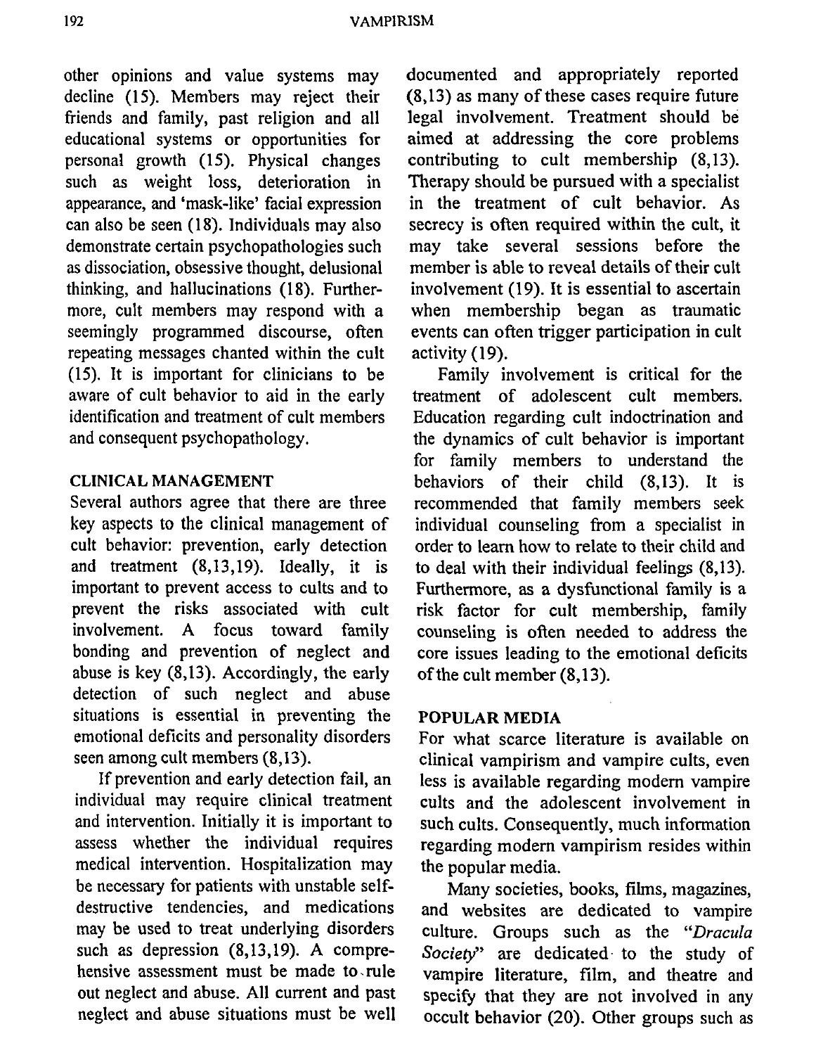other opinions and value systems may decline (15). Members may reject their friends and family, past religion and all educational systems or opportunities for personal growth (15). Physical changes such as weight loss, deterioration in appearance, and 'mask-like' facial expression can also be seen (18). Individuals may also demonstrate certain psychopathologies such as dissociation, obsessive thought, delusional thinking, and hallucinations (18). Furthermore, cult members may respond with a seemingly programmed discourse, often repeating messages chanted within the cult (15). It is important for clinicians to be aware of cult behavior to aid in the early identification and treatment of cult members and consequent psychopathology.

## CLINICAL MANAGEMENT

Several authors agree that there are three key aspects to the clinical management of cult behavior: prevention, early detection and treatment (8,13,19). Ideally, it is important to prevent access to cults and to prevent the risks associated with cult involvement. A focus toward family bonding and prevention of neglect and abuse is key (8,13). Accordingly, the early detection of such neglect and abuse situations is essential in preventing the emotional deficits and personality disorders seen among cult members (8,13).

If prevention and early detection fail, an individual may require clinical treatment and intervention. Initially it is important to assess whether the individual requires medical intervention. Hospitalization may be necessary for patients with unstable self-destructive tendencies, and medications may be used to treat underlying disorders such as depression (8,13,19). A comprehensive assessment must be made to rule out neglect and abuse. All current and past neglect and abuse situations must be well documented and appropriately reported (8,13) as many of these cases require future legal involvement. Treatment should be aimed at addressing the core problems contributing to cult membership (8,13). Therapy should be pursued with a specialist in the treatment of cult behavior. As secrecy is often required within the cult, it may take several sessions before the member is able to reveal details of their cult involvement (19). It is essential to ascertain when membership began as traumatic events can often trigger participation in cult activity (19).

Family involvement is critical for the treatment of adolescent cult members. Education regarding cult indoctrination and the dynamics of cult behavior is important for family members to understand the behaviors of their child (8,13). It is recommended that family members seek individual counseling from a specialist in order to learn how to relate to their child and to deal with their individual feelings (8,13). Furthermore, as a dysfunctional family is a risk factor for cult membership, family counseling is often needed to address the core issues leading to the emotional deficits of the cult member (8,13).

## POPULAR MEDIA

For what scarce literature is available on clinical vampirism and vampire cults, even less is available regarding modern vampire cults and the adolescent involvement in such cults. Consequently, much information regarding modern vampirism resides within the popular media.

Many societies, books, films, magazines, and websites are dedicated to vampire culture. Groups such as the "*Dracula Society*" are dedicated to the study of vampire literature, film, and theatre and specify that they are not involved in any occult behavior (20). Other groups such as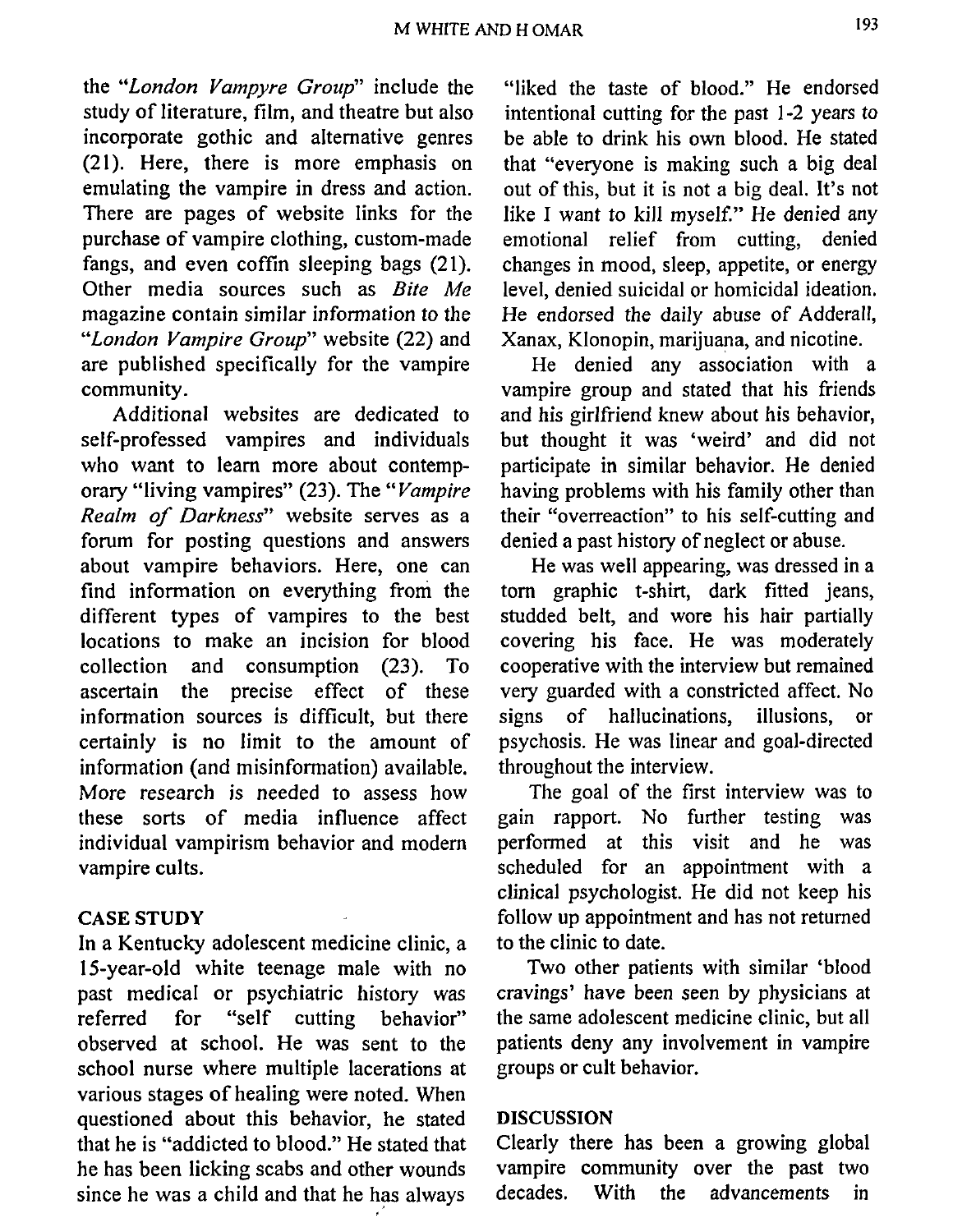the "*London Vampyre Group*" include the study of literature, film, and theatre but also incorporate gothic and alternative genres (21). Here, there is more emphasis on emulating the vampire in dress and action. There are pages of website links for the purchase of vampire clothing, custom-made fangs, and even coffin sleeping bags (21). Other media sources such as *Bite Me* magazine contain similar information to the "*London Vampire Group*" website (22) and are published specifically for the vampire community.

Additional websites are dedicated to self-professed vampires and individuals who want to learn more about contemporary "living vampires" (23). The "*Vampire Realm of Darkness*" website serves as a forum for posting questions and answers about vampire behaviors. Here, one can find information on everything from the different types of vampires to the best locations to make an incision for blood collection and consumption (23). To ascertain the precise effect of these information sources is difficult, but there certainly is no limit to the amount of information (and misinformation) available. More research is needed to assess how these sorts of media influence affect individual vampirism behavior and modern vampire cults.

## CASE STUDY

In a Kentucky adolescent medicine clinic, a 15-year-old white teenage male with no past medical or psychiatric history was referred for "self cutting behavior" observed at school. He was sent to the school nurse where multiple lacerations at various stages of healing were noted. When questioned about this behavior, he stated that he is "addicted to blood." He stated that he has been licking scabs and other wounds since he was a child and that he has always "liked the taste of blood." He endorsed intentional cutting for the past 1-2 years to be able to drink his own blood. He stated that "everyone is making such a big deal out of this, but it is not a big deal. It's not like I want to kill myself." He denied any emotional relief from cutting, denied changes in mood, sleep, appetite, or energy level, denied suicidal or homicidal ideation. He endorsed the daily abuse of Adderall, Xanax, Klonopin, marijuana, and nicotine.

He denied any association with a vampire group and stated that his friends and his girlfriend knew about his behavior, but thought it was 'weird' and did not participate in similar behavior. He denied having problems with his family other than their "overreaction" to his self-cutting and denied a past history of neglect or abuse.

He was well appearing, was dressed in a torn graphic t-shirt, dark fitted jeans, studded belt, and wore his hair partially covering his face. He was moderately cooperative with the interview but remained very guarded with a constricted affect. No signs of hallucinations, illusions, or psychosis. He was linear and goal-directed throughout the interview.

The goal of the first interview was to gain rapport. No further testing was performed at this visit and he was scheduled for an appointment with a clinical psychologist. He did not keep his follow up appointment and has not returned to the clinic to date.

Two other patients with similar 'blood cravings' have been seen by physicians at the same adolescent medicine clinic, but all patients deny any involvement in vampire groups or cult behavior.

## DISCUSSION

Clearly there has been a growing global vampire community over the past two decades. With the advancements in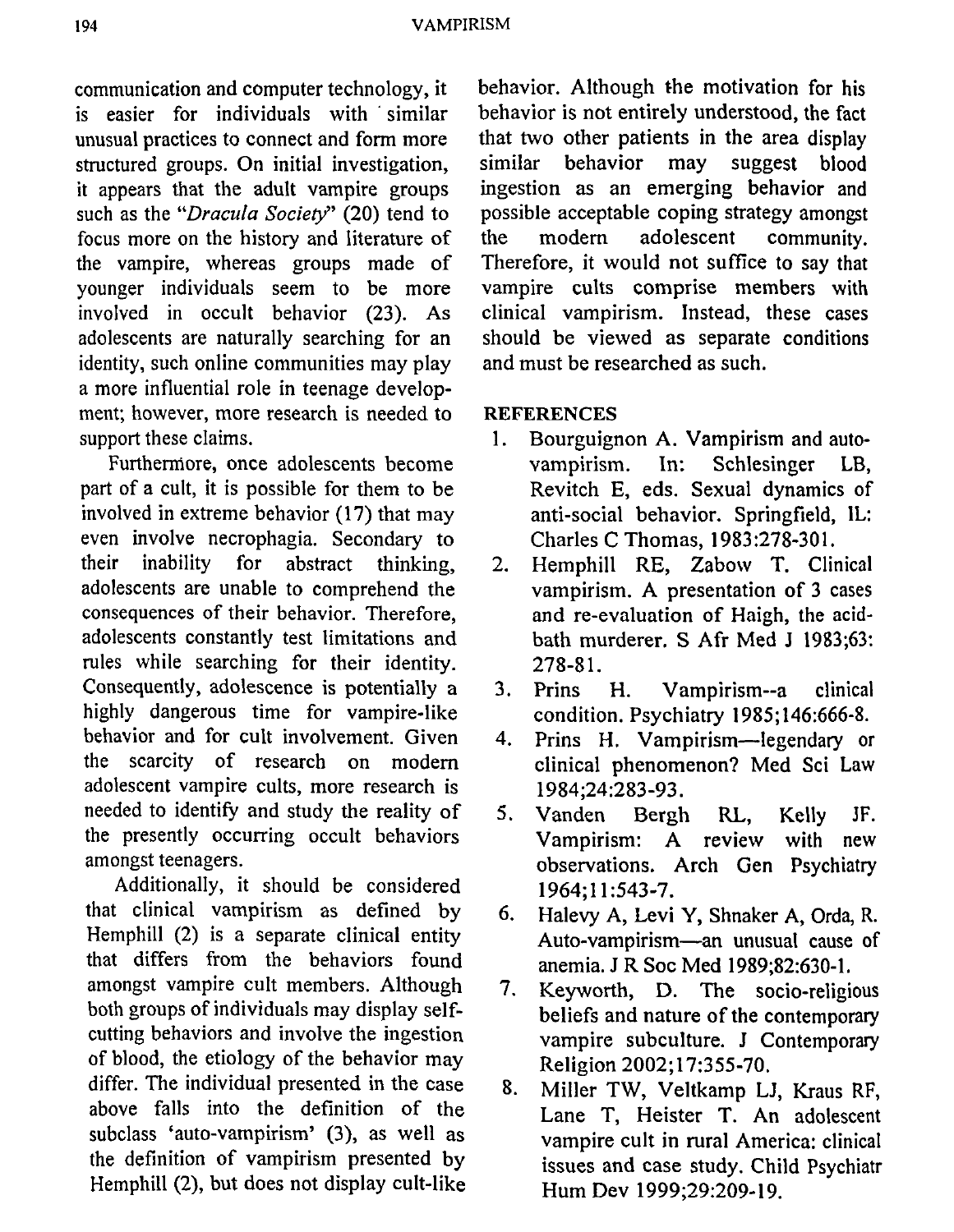communication and computer technology, it is easier for individuals with similar unusual practices to connect and form more structured groups. On initial investigation, it appears that the adult vampire groups such as the "*Dracula Society*" (20) tend to focus more on the history and literature of the vampire, whereas groups made of younger individuals seem to be more involved in occult behavior (23). As adolescents are naturally searching for an identity, such online communities may play a more influential role in teenage development; however, more research is needed to support these claims.

Furthermore, once adolescents become part of a cult, it is possible for them to be involved in extreme behavior (17) that may even involve necrophagia. Secondary to their inability for abstract thinking, adolescents are unable to comprehend the consequences of their behavior. Therefore, adolescents constantly test limitations and rules while searching for their identity. Consequently, adolescence is potentially a highly dangerous time for vampire-like behavior and for cult involvement. Given the scarcity of research on modern adolescent vampire cults, more research is needed to identify and study the reality of the presently occurring occult behaviors amongst teenagers.

Additionally, it should be considered that clinical vampirism as defined by Hemphill (2) is a separate clinical entity that differs from the behaviors found amongst vampire cult members. Although both groups of individuals may display self-cutting behaviors and involve the ingestion of blood, the etiology of the behavior may differ. The individual presented in the case above falls into the definition of the subclass 'auto-vampirism' (3), as well as the definition of vampirism presented by Hemphill (2), but does not display cult-like behavior. Although the motivation for his behavior is not entirely understood, the fact that two other patients in the area display similar behavior may suggest blood ingestion as an emerging behavior and possible acceptable coping strategy amongst the modern adolescent community. Therefore, it would not suffice to say that vampire cults comprise members with clinical vampirism. Instead, these cases should be viewed as separate conditions and must be researched as such.

## REFERENCES

1. Bourguignon A. Vampirism and auto-vampirism. In: Schlesinger LB, Revitch E, eds. Sexual dynamics of anti-social behavior. Springfield, IL: Charles C Thomas, 1983:278-301.
2. Hemphill RE, Zabow T. Clinical vampirism. A presentation of 3 cases and re-evaluation of Haigh, the acid-bath murderer. S Afr Med J 1983;63: 278-81.
3. Prins H. Vampirism--a clinical condition. Psychiatry 1985;146:666-8.
4. Prins H. Vampirism—legendary or clinical phenomenon? Med Sci Law 1984;24:283-93.
5. Vanden Bergh RL, Kelly JF. Vampirism: A review with new observations. Arch Gen Psychiatry 1964;11:543-7.
6. Halevy A, Levi Y, Shnaker A, Orda, R. Auto-vampirism—an unusual cause of anemia. J R Soc Med 1989;82:630-1.
7. Keyworth, D. The socio-religious beliefs and nature of the contemporary vampire subculture. J Contemporary Religion 2002;17:355-70.
8. Miller TW, Veltkamp LJ, Kraus RF, Lane T, Heister T. An adolescent vampire cult in rural America: clinical issues and case study. Child Psychiatr Hum Dev 1999;29:209-19.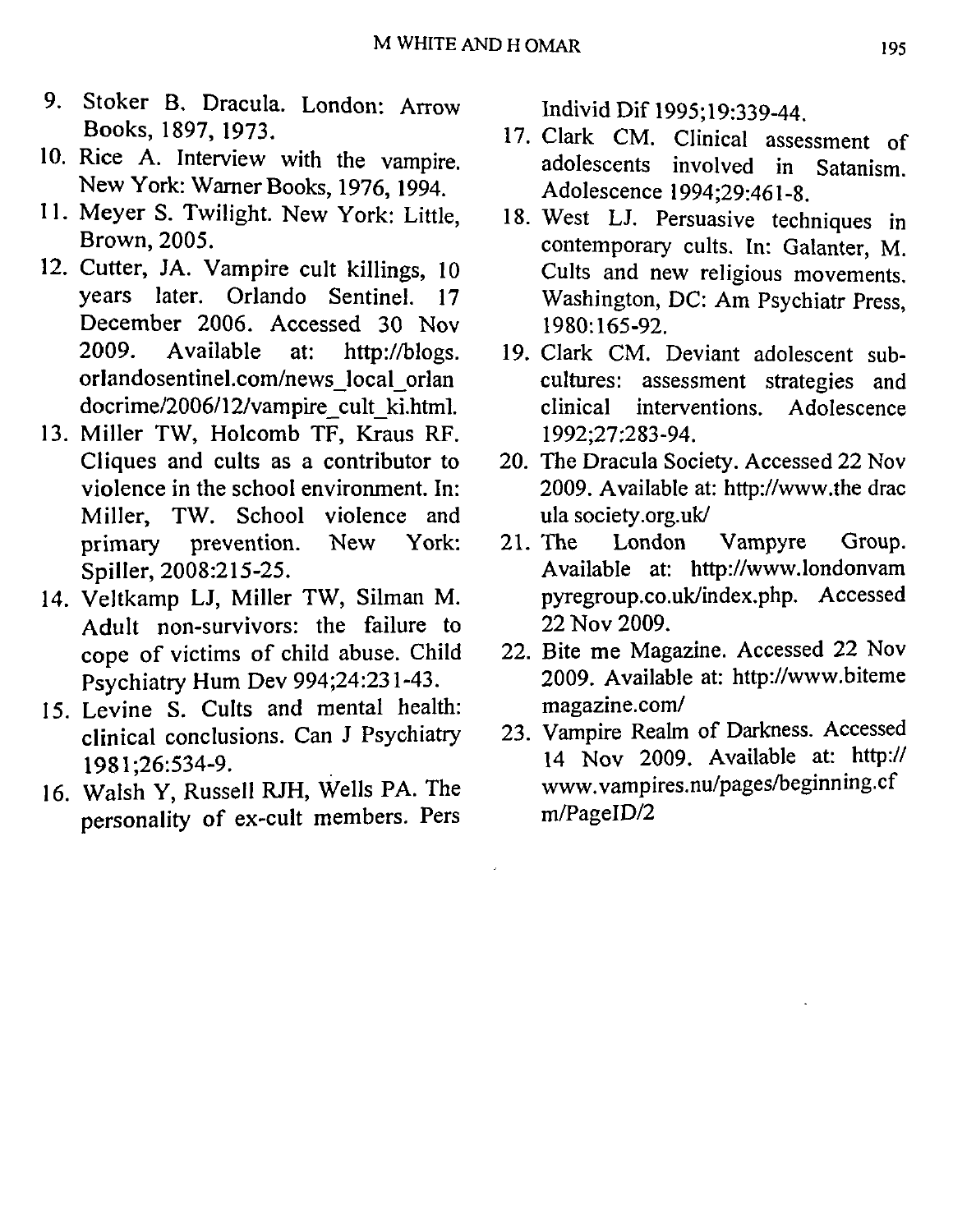9. Stoker B. Dracula. London: Arrow Books, 1897, 1973.
10. Rice A. Interview with the vampire. New York: Warner Books, 1976, 1994.
11. Meyer S. Twilight. New York: Little, Brown, 2005.
12. Cutter, JA. Vampire cult killings, 10 years later. Orlando Sentinel. 17 December 2006. Accessed 30 Nov 2009. Available at: http://blogs.orlandosentinel.com/news_local_orlandocrime/2006/12/vampire_cult_ki.html.
13. Miller TW, Holcomb TF, Kraus RF. Cliques and cults as a contributor to violence in the school environment. In: Miller, TW. School violence and primary prevention. New York: Spiller, 2008:215-25.
14. Veltkamp LJ, Miller TW, Silman M. Adult non-survivors: the failure to cope of victims of child abuse. Child Psychiatry Hum Dev 994;24:231-43.
15. Levine S. Cults and mental health: clinical conclusions. Can J Psychiatry 1981;26:534-9.
16. Walsh Y, Russell RJH, Wells PA. The personality of ex-cult members. Pers Individ Dif 1995;19:339-44.
17. Clark CM. Clinical assessment of adolescents involved in Satanism. Adolescence 1994;29:461-8.
18. West LJ. Persuasive techniques in contemporary cults. In: Galanter, M. Cults and new religious movements. Washington, DC: Am Psychiatr Press, 1980:165-92.
19. Clark CM. Deviant adolescent subcultures: assessment strategies and clinical interventions. Adolescence 1992;27:283-94.
20. The Dracula Society. Accessed 22 Nov 2009. Available at: http://www.the dracula society.org.uk/
21. The London Vampyre Group. Available at: http://www.londonvampyregroup.co.uk/index.php. Accessed 22 Nov 2009.
22. Bite me Magazine. Accessed 22 Nov 2009. Available at: http://www.bitememagazine.com/
23. Vampire Realm of Darkness. Accessed 14 Nov 2009. Available at: http://www.vampires.nu/pages/beginning.cfm/PageID/2